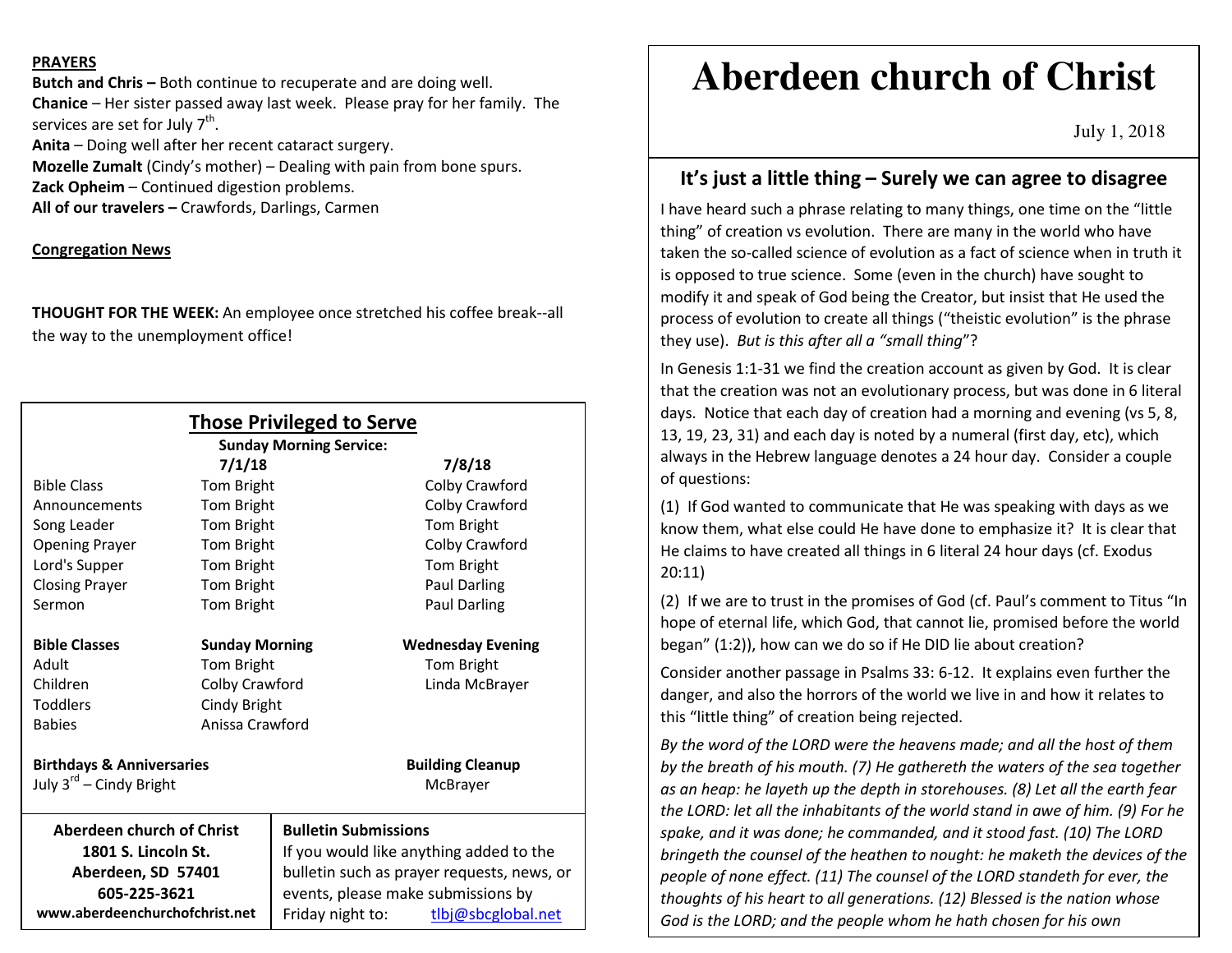**PRAYERS**

**Butch and Chris –** Both continue to recuperate and are doing well.
**Chanice** – Her sister passed away last week. Please pray for her family. The services are set for July 7th.
**Anita** – Doing well after her recent cataract surgery.
**Mozelle Zumalt** (Cindy's mother) – Dealing with pain from bone spurs.
**Zack Opheim** – Continued digestion problems.
**All of our travelers –** Crawfords, Darlings, Carmen

**Congregation News**

**THOUGHT FOR THE WEEK:** An employee once stretched his coffee break--all the way to the unemployment office!

## Those Privileged to Serve

**Sunday Morning Service:**

| | **7/1/18** | **7/8/18** |
|---|---|---|
| Bible Class | Tom Bright | Colby Crawford |
| Announcements | Tom Bright | Colby Crawford |
| Song Leader | Tom Bright | Tom Bright |
| Opening Prayer | Tom Bright | Colby Crawford |
| Lord's Supper | Tom Bright | Tom Bright |
| Closing Prayer | Tom Bright | Paul Darling |
| Sermon | Tom Bright | Paul Darling |

| **Bible Classes** | **Sunday Morning** | **Wednesday Evening** |
|---|---|---|
| Adult | Tom Bright | Tom Bright |
| Children | Colby Crawford | Linda McBrayer |
| Toddlers | Cindy Bright | |
| Babies | Anissa Crawford | |

**Birthdays & Anniversaries**
July 3rd – Cindy Bright

**Building Cleanup**
McBrayer

**Aberdeen church of Christ**
**1801 S. Lincoln St.**
**Aberdeen, SD 57401**
**605-225-3621**
**www.aberdeenchurchofchrist.net**

**Bulletin Submissions**
If you would like anything added to the bulletin such as prayer requests, news, or events, please make submissions by Friday night to: tlbj@sbcglobal.net

# Aberdeen church of Christ

July 1, 2018

## It's just a little thing – Surely we can agree to disagree

I have heard such a phrase relating to many things, one time on the "little thing" of creation vs evolution. There are many in the world who have taken the so-called science of evolution as a fact of science when in truth it is opposed to true science. Some (even in the church) have sought to modify it and speak of God being the Creator, but insist that He used the process of evolution to create all things ("theistic evolution" is the phrase they use). *But is this after all a "small thing"*?

In Genesis 1:1-31 we find the creation account as given by God. It is clear that the creation was not an evolutionary process, but was done in 6 literal days. Notice that each day of creation had a morning and evening (vs 5, 8, 13, 19, 23, 31) and each day is noted by a numeral (first day, etc), which always in the Hebrew language denotes a 24 hour day. Consider a couple of questions:

(1) If God wanted to communicate that He was speaking with days as we know them, what else could He have done to emphasize it? It is clear that He claims to have created all things in 6 literal 24 hour days (cf. Exodus 20:11)

(2) If we are to trust in the promises of God (cf. Paul's comment to Titus "In hope of eternal life, which God, that cannot lie, promised before the world began" (1:2)), how can we do so if He DID lie about creation?

Consider another passage in Psalms 33: 6-12. It explains even further the danger, and also the horrors of the world we live in and how it relates to this "little thing" of creation being rejected.

*By the word of the LORD were the heavens made; and all the host of them by the breath of his mouth. (7) He gathereth the waters of the sea together as an heap: he layeth up the depth in storehouses. (8) Let all the earth fear the LORD: let all the inhabitants of the world stand in awe of him. (9) For he spake, and it was done; he commanded, and it stood fast. (10) The LORD bringeth the counsel of the heathen to nought: he maketh the devices of the people of none effect. (11) The counsel of the LORD standeth for ever, the thoughts of his heart to all generations. (12) Blessed is the nation whose God is the LORD; and the people whom he hath chosen for his own*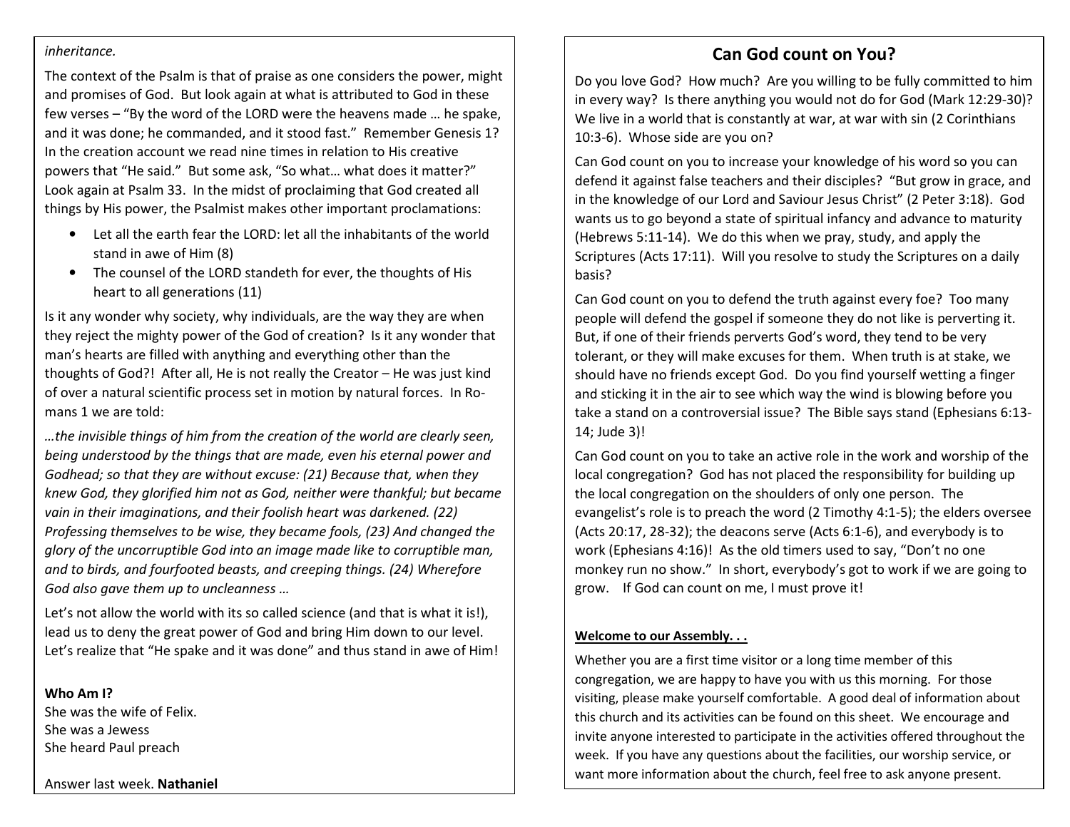*inheritance.*

The context of the Psalm is that of praise as one considers the power, might and promises of God. But look again at what is attributed to God in these few verses – "By the word of the LORD were the heavens made … he spake, and it was done; he commanded, and it stood fast." Remember Genesis 1? In the creation account we read nine times in relation to His creative powers that "He said." But some ask, "So what… what does it matter?" Look again at Psalm 33. In the midst of proclaiming that God created all things by His power, the Psalmist makes other important proclamations:

- Let all the earth fear the LORD: let all the inhabitants of the world stand in awe of Him (8)
- The counsel of the LORD standeth for ever, the thoughts of His heart to all generations (11)

Is it any wonder why society, why individuals, are the way they are when they reject the mighty power of the God of creation? Is it any wonder that man's hearts are filled with anything and everything other than the thoughts of God?! After all, He is not really the Creator – He was just kind of over a natural scientific process set in motion by natural forces. In Romans 1 we are told:

*…the invisible things of him from the creation of the world are clearly seen, being understood by the things that are made, even his eternal power and Godhead; so that they are without excuse: (21) Because that, when they knew God, they glorified him not as God, neither were thankful; but became vain in their imaginations, and their foolish heart was darkened. (22) Professing themselves to be wise, they became fools, (23) And changed the glory of the uncorruptible God into an image made like to corruptible man, and to birds, and fourfooted beasts, and creeping things. (24) Wherefore God also gave them up to uncleanness …*

Let's not allow the world with its so called science (and that is what it is!), lead us to deny the great power of God and bring Him down to our level. Let's realize that "He spake and it was done" and thus stand in awe of Him!

**Who Am I?**
She was the wife of Felix.
She was a Jewess
She heard Paul preach

Answer last week. **Nathaniel**

## Can God count on You?

Do you love God? How much? Are you willing to be fully committed to him in every way? Is there anything you would not do for God (Mark 12:29-30)? We live in a world that is constantly at war, at war with sin (2 Corinthians 10:3-6). Whose side are you on?

Can God count on you to increase your knowledge of his word so you can defend it against false teachers and their disciples? "But grow in grace, and in the knowledge of our Lord and Saviour Jesus Christ" (2 Peter 3:18). God wants us to go beyond a state of spiritual infancy and advance to maturity (Hebrews 5:11-14). We do this when we pray, study, and apply the Scriptures (Acts 17:11). Will you resolve to study the Scriptures on a daily basis?

Can God count on you to defend the truth against every foe? Too many people will defend the gospel if someone they do not like is perverting it. But, if one of their friends perverts God's word, they tend to be very tolerant, or they will make excuses for them. When truth is at stake, we should have no friends except God. Do you find yourself wetting a finger and sticking it in the air to see which way the wind is blowing before you take a stand on a controversial issue? The Bible says stand (Ephesians 6:13-14; Jude 3)!

Can God count on you to take an active role in the work and worship of the local congregation? God has not placed the responsibility for building up the local congregation on the shoulders of only one person. The evangelist's role is to preach the word (2 Timothy 4:1-5); the elders oversee (Acts 20:17, 28-32); the deacons serve (Acts 6:1-6), and everybody is to work (Ephesians 4:16)! As the old timers used to say, "Don't no one monkey run no show." In short, everybody's got to work if we are going to grow. If God can count on me, I must prove it!

**Welcome to our Assembly. . .**

Whether you are a first time visitor or a long time member of this congregation, we are happy to have you with us this morning. For those visiting, please make yourself comfortable. A good deal of information about this church and its activities can be found on this sheet. We encourage and invite anyone interested to participate in the activities offered throughout the week. If you have any questions about the facilities, our worship service, or want more information about the church, feel free to ask anyone present.